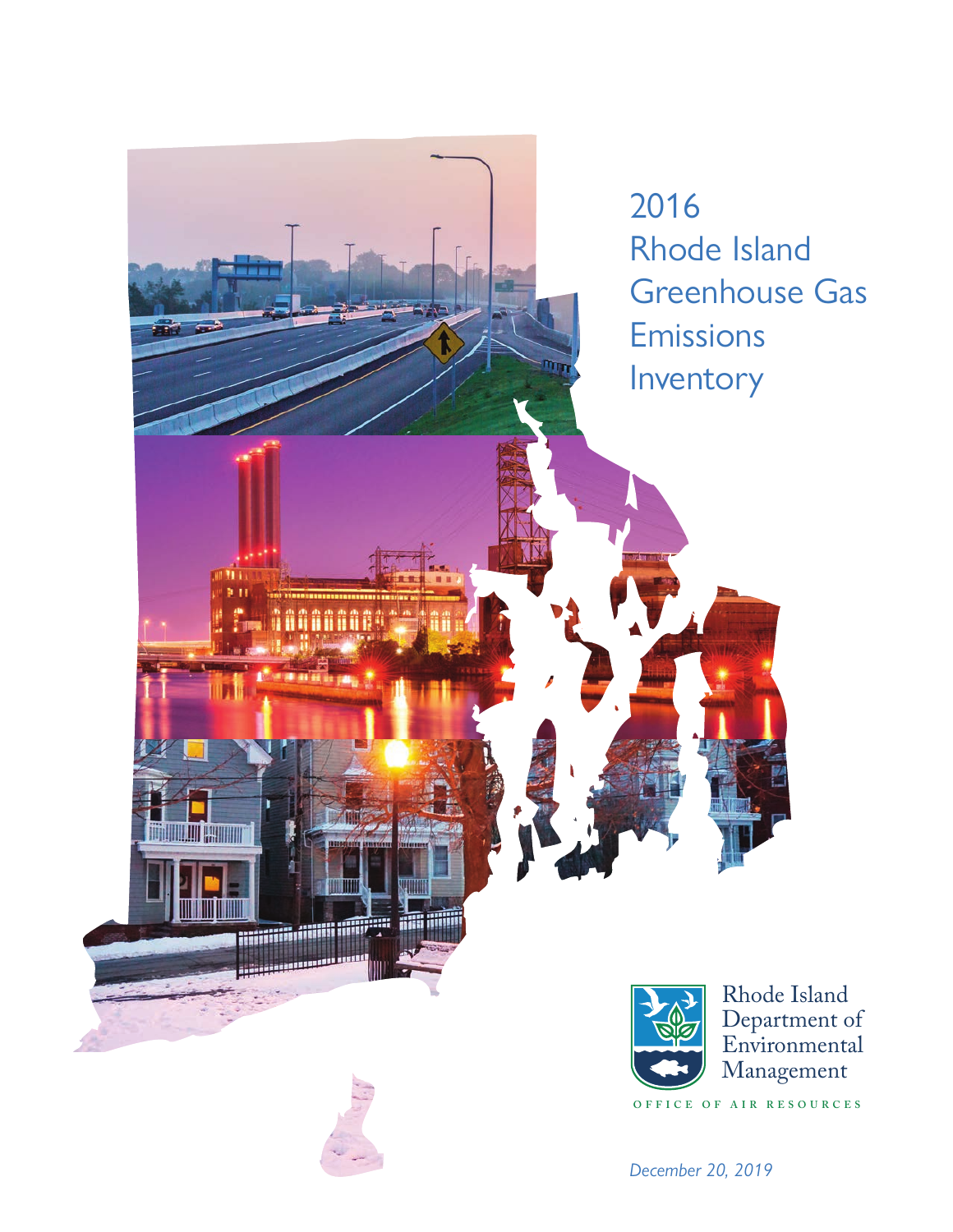# 2016 Rhode Island Greenhouse Gas Emissions Inventory

Rhode Island Department of Environmental Management

OFFICE OF AIR RESOURCES

*December 20, 2019*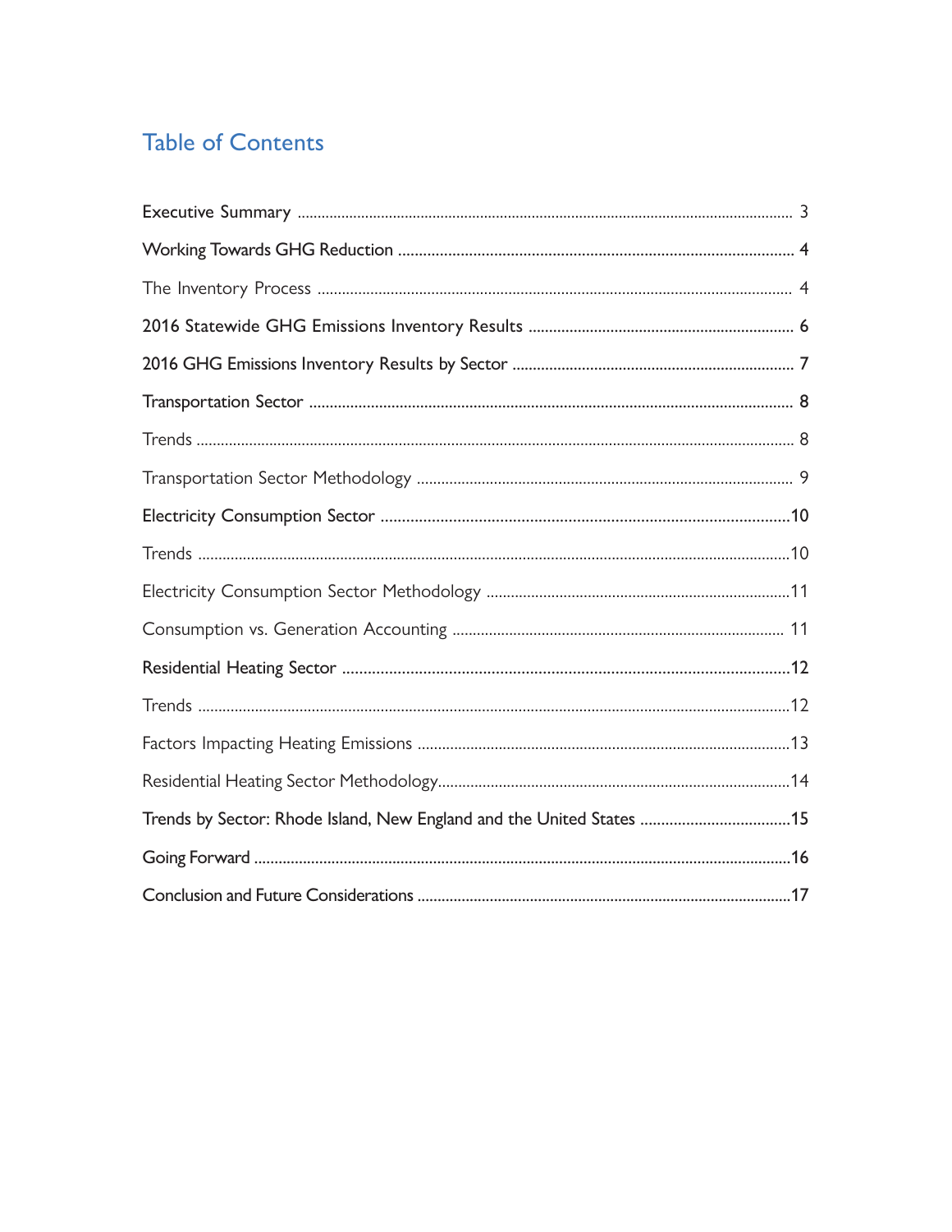## Table of Contents

Executive Summary ............................................................ 3

Working Towards GHG Reduction ............................................................ 4

The Inventory Process ............................................................ 4

2016 Statewide GHG Emissions Inventory Results ............................................................ 6

2016 GHG Emissions Inventory Results by Sector ............................................................ 7

Transportation Sector ............................................................ 8

Trends ............................................................ 8

Transportation Sector Methodology ............................................................ 9

Electricity Consumption Sector ............................................................ 10

Trends ............................................................ 10

Electricity Consumption Sector Methodology ............................................................ 11

Consumption vs. Generation Accounting ............................................................ 11

Residential Heating Sector ............................................................ 12

Trends ............................................................ 12

Factors Impacting Heating Emissions ............................................................ 13

Residential Heating Sector Methodology ............................................................ 14

Trends by Sector: Rhode Island, New England and the United States ............................................................ 15

Going Forward ............................................................ 16

Conclusion and Future Considerations ............................................................ 17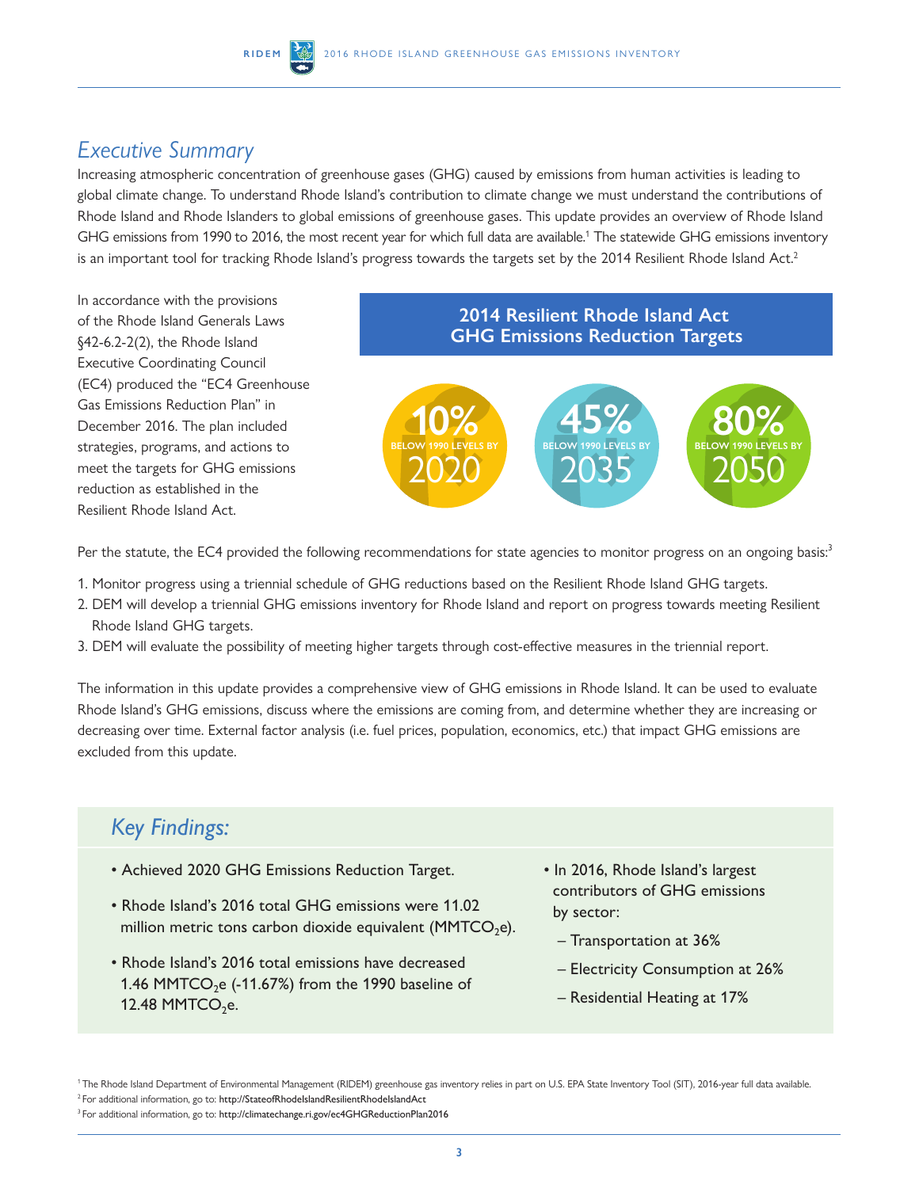## Executive Summary

Increasing atmospheric concentration of greenhouse gases (GHG) caused by emissions from human activities is leading to global climate change. To understand Rhode Island's contribution to climate change we must understand the contributions of Rhode Island and Rhode Islanders to global emissions of greenhouse gases. This update provides an overview of Rhode Island GHG emissions from 1990 to 2016, the most recent year for which full data are available.[1] The statewide GHG emissions inventory is an important tool for tracking Rhode Island's progress towards the targets set by the 2014 Resilient Rhode Island Act.[2]

In accordance with the provisions of the Rhode Island Generals Laws §42-6.2-2(2), the Rhode Island Executive Coordinating Council (EC4) produced the "EC4 Greenhouse Gas Emissions Reduction Plan" in December 2016. The plan included strategies, programs, and actions to meet the targets for GHG emissions reduction as established in the Resilient Rhode Island Act.

**2014 Resilient Rhode Island Act GHG Emissions Reduction Targets**

10% BELOW 1990 LEVELS BY 2020

45% BELOW 1990 LEVELS BY 2035

80% BELOW 1990 LEVELS BY 2050

Per the statute, the EC4 provided the following recommendations for state agencies to monitor progress on an ongoing basis:[3]

1. Monitor progress using a triennial schedule of GHG reductions based on the Resilient Rhode Island GHG targets.
2. DEM will develop a triennial GHG emissions inventory for Rhode Island and report on progress towards meeting Resilient Rhode Island GHG targets.
3. DEM will evaluate the possibility of meeting higher targets through cost-effective measures in the triennial report.

The information in this update provides a comprehensive view of GHG emissions in Rhode Island. It can be used to evaluate Rhode Island's GHG emissions, discuss where the emissions are coming from, and determine whether they are increasing or decreasing over time. External factor analysis (i.e. fuel prices, population, economics, etc.) that impact GHG emissions are excluded from this update.

### Key Findings:

- Achieved 2020 GHG Emissions Reduction Target.
- Rhode Island's 2016 total GHG emissions were 11.02 million metric tons carbon dioxide equivalent (MMT$CO_2$e).
- Rhode Island's 2016 total emissions have decreased 1.46 MMT$CO_2$e (-11.67%) from the 1990 baseline of 12.48 MMT$CO_2$e.
- In 2016, Rhode Island's largest contributors of GHG emissions by sector:
  - Transportation at 36%
  - Electricity Consumption at 26%
  - Residential Heating at 17%

[1] The Rhode Island Department of Environmental Management (RIDEM) greenhouse gas inventory relies in part on U.S. EPA State Inventory Tool (SIT), 2016-year full data available.

[2] For additional information, go to: http://StateofRhodeIslandResilientRhodeIslandAct

[3] For additional information, go to: http://climatechange.ri.gov/ec4GHGReductionPlan2016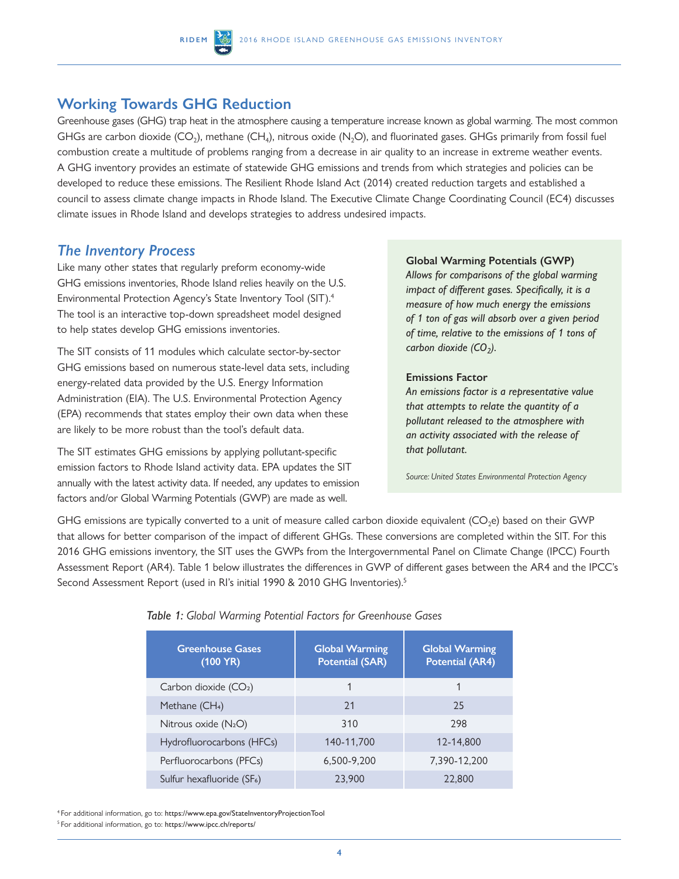## Working Towards GHG Reduction

Greenhouse gases (GHG) trap heat in the atmosphere causing a temperature increase known as global warming. The most common GHGs are carbon dioxide ($CO_2$), methane ($CH_4$), nitrous oxide ($N_2O$), and fluorinated gases. GHGs primarily from fossil fuel combustion create a multitude of problems ranging from a decrease in air quality to an increase in extreme weather events. A GHG inventory provides an estimate of statewide GHG emissions and trends from which strategies and policies can be developed to reduce these emissions. The Resilient Rhode Island Act (2014) created reduction targets and established a council to assess climate change impacts in Rhode Island. The Executive Climate Change Coordinating Council (EC4) discusses climate issues in Rhode Island and develops strategies to address undesired impacts.

### *The Inventory Process*

Like many other states that regularly preform economy-wide GHG emissions inventories, Rhode Island relies heavily on the U.S. Environmental Protection Agency's State Inventory Tool (SIT).[4] The tool is an interactive top-down spreadsheet model designed to help states develop GHG emissions inventories.

The SIT consists of 11 modules which calculate sector-by-sector GHG emissions based on numerous state-level data sets, including energy-related data provided by the U.S. Energy Information Administration (EIA). The U.S. Environmental Protection Agency (EPA) recommends that states employ their own data when these are likely to be more robust than the tool's default data.

The SIT estimates GHG emissions by applying pollutant-specific emission factors to Rhode Island activity data. EPA updates the SIT annually with the latest activity data. If needed, any updates to emission factors and/or Global Warming Potentials (GWP) are made as well.

**Global Warming Potentials (GWP)**
*Allows for comparisons of the global warming impact of different gases. Specifically, it is a measure of how much energy the emissions of 1 ton of gas will absorb over a given period of time, relative to the emissions of 1 tons of carbon dioxide ($CO_2$).*

**Emissions Factor**
*An emissions factor is a representative value that attempts to relate the quantity of a pollutant released to the atmosphere with an activity associated with the release of that pollutant.*

*Source: United States Environmental Protection Agency*

GHG emissions are typically converted to a unit of measure called carbon dioxide equivalent ($CO_2e$) based on their GWP that allows for better comparison of the impact of different GHGs. These conversions are completed within the SIT. For this 2016 GHG emissions inventory, the SIT uses the GWPs from the Intergovernmental Panel on Climate Change (IPCC) Fourth Assessment Report (AR4). Table 1 below illustrates the differences in GWP of different gases between the AR4 and the IPCC's Second Assessment Report (used in RI's initial 1990 & 2010 GHG Inventories).[5]

*Table 1: Global Warming Potential Factors for Greenhouse Gases*

| Greenhouse Gases (100 YR) | Global Warming Potential (SAR) | Global Warming Potential (AR4) |
|---|---|---|
| Carbon dioxide ($CO_2$) | 1 | 1 |
| Methane ($CH_4$) | 21 | 25 |
| Nitrous oxide ($N_2O$) | 310 | 298 |
| Hydrofluorocarbons (HFCs) | 140-11,700 | 12-14,800 |
| Perfluorocarbons (PFCs) | 6,500-9,200 | 7,390-12,200 |
| Sulfur hexafluoride ($SF_6$) | 23,900 | 22,800 |

[4] For additional information, go to: https://www.epa.gov/StateInventoryProjectionTool

[5] For additional information, go to: https://www.ipcc.ch/reports/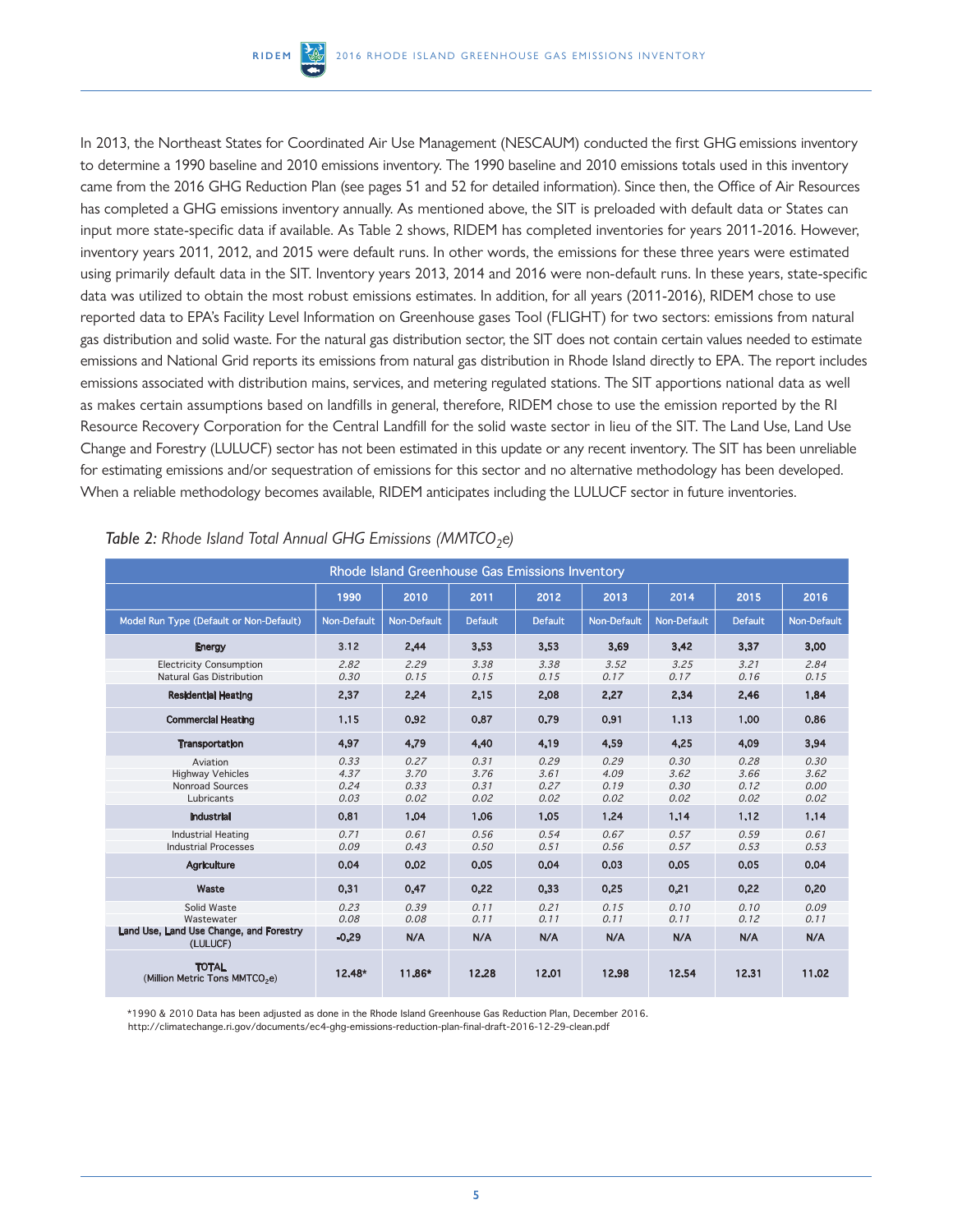In 2013, the Northeast States for Coordinated Air Use Management (NESCAUM) conducted the first GHG emissions inventory to determine a 1990 baseline and 2010 emissions inventory. The 1990 baseline and 2010 emissions totals used in this inventory came from the 2016 GHG Reduction Plan (see pages 51 and 52 for detailed information). Since then, the Office of Air Resources has completed a GHG emissions inventory annually. As mentioned above, the SIT is preloaded with default data or States can input more state-specific data if available. As Table 2 shows, RIDEM has completed inventories for years 2011-2016. However, inventory years 2011, 2012, and 2015 were default runs. In other words, the emissions for these three years were estimated using primarily default data in the SIT. Inventory years 2013, 2014 and 2016 were non-default runs. In these years, state-specific data was utilized to obtain the most robust emissions estimates. In addition, for all years (2011-2016), RIDEM chose to use reported data to EPA's Facility Level Information on Greenhouse gases Tool (FLIGHT) for two sectors: emissions from natural gas distribution and solid waste. For the natural gas distribution sector, the SIT does not contain certain values needed to estimate emissions and National Grid reports its emissions from natural gas distribution in Rhode Island directly to EPA. The report includes emissions associated with distribution mains, services, and metering regulated stations. The SIT apportions national data as well as makes certain assumptions based on landfills in general, therefore, RIDEM chose to use the emission reported by the RI Resource Recovery Corporation for the Central Landfill for the solid waste sector in lieu of the SIT. The Land Use, Land Use Change and Forestry (LULUCF) sector has not been estimated in this update or any recent inventory. The SIT has been unreliable for estimating emissions and/or sequestration of emissions for this sector and no alternative methodology has been developed. When a reliable methodology becomes available, RIDEM anticipates including the LULUCF sector in future inventories.

*Table 2: Rhode Island Total Annual GHG Emissions (MMTCO$_2$e)*

| Rhode Island Greenhouse Gas Emissions Inventory | | | | | | | | |
|---|---|---|---|---|---|---|---|---|
| | 1990 | 2010 | 2011 | 2012 | 2013 | 2014 | 2015 | 2016 |
| Model Run Type (Default or Non-Default) | Non-Default | Non-Default | Default | Default | Non-Default | Non-Default | Default | Non-Default |
| **Energy** | 3.12 | 2.44 | 3.53 | 3.53 | 3.69 | 3.42 | 3.37 | 3.00 |
| Electricity Consumption | *2.82* | *2.29* | *3.38* | *3.38* | *3.52* | *3.25* | *3.21* | *2.84* |
| Natural Gas Distribution | *0.30* | *0.15* | *0.15* | *0.15* | *0.17* | *0.17* | *0.16* | *0.15* |
| **Residential Heating** | 2.37 | 2.24 | 2.15 | 2.08 | 2.27 | 2.34 | 2.46 | 1.84 |
| **Commercial Heating** | 1.15 | 0.92 | 0.87 | 0.79 | 0.91 | 1.13 | 1.00 | 0.86 |
| **Transportation** | 4.97 | 4.79 | 4.40 | 4.19 | 4.59 | 4.25 | 4.09 | 3.94 |
| Aviation | *0.33* | *0.27* | *0.31* | *0.29* | *0.29* | *0.30* | *0.28* | *0.30* |
| Highway Vehicles | *4.37* | *3.70* | *3.76* | *3.61* | *4.09* | *3.62* | *3.66* | *3.62* |
| Nonroad Sources | *0.24* | *0.33* | *0.31* | *0.27* | *0.19* | *0.30* | *0.12* | *0.00* |
| Lubricants | *0.03* | *0.02* | *0.02* | *0.02* | *0.02* | *0.02* | *0.02* | *0.02* |
| **Industrial** | 0.81 | 1.04 | 1.06 | 1.05 | 1.24 | 1.14 | 1.12 | 1.14 |
| Industrial Heating | *0.71* | *0.61* | *0.56* | *0.54* | *0.67* | *0.57* | *0.59* | *0.61* |
| Industrial Processes | *0.09* | *0.43* | *0.50* | *0.51* | *0.56* | *0.57* | *0.53* | *0.53* |
| **Agriculture** | 0.04 | 0.02 | 0.05 | 0.04 | 0.03 | 0.05 | 0.05 | 0.04 |
| **Waste** | 0.31 | 0.47 | 0.22 | 0.33 | 0.25 | 0.21 | 0.22 | 0.20 |
| Solid Waste | *0.23* | *0.39* | *0.11* | *0.21* | *0.15* | *0.10* | *0.10* | *0.09* |
| Wastewater | *0.08* | *0.08* | *0.11* | *0.11* | *0.11* | *0.11* | *0.12* | *0.11* |
| **Land Use, Land Use Change, and Forestry (LULUCF)** | -0.29 | N/A | N/A | N/A | N/A | N/A | N/A | N/A |
| **TOTAL** (Million Metric Tons MMTCO$_2$e) | 12.48* | 11.86* | 12.28 | 12.01 | 12.98 | 12.54 | 12.31 | 11.02 |

*1990 & 2010 Data has been adjusted as done in the Rhode Island Greenhouse Gas Reduction Plan, December 2016.
http://climatechange.ri.gov/documents/ec4-ghg-emissions-reduction-plan-final-draft-2016-12-29-clean.pdf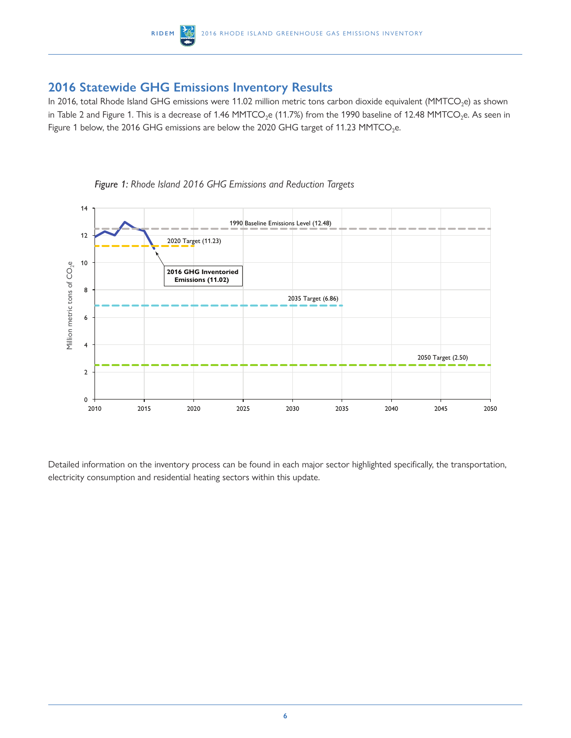## 2016 Statewide GHG Emissions Inventory Results

In 2016, total Rhode Island GHG emissions were 11.02 million metric tons carbon dioxide equivalent ($MMTCO_2e$) as shown in Table 2 and Figure 1. This is a decrease of 1.46 $MMTCO_2e$ (11.7%) from the 1990 baseline of 12.48 $MMTCO_2e$. As seen in Figure 1 below, the 2016 GHG emissions are below the 2020 GHG target of 11.23 $MMTCO_2e$.

*Figure 1: Rhode Island 2016 GHG Emissions and Reduction Targets*

Million metric tons of $CO_2e$

14
12
10
8
6
4
2
0

2010 2015 2020 2025 2030 2035 2040 2045 2050

1990 Baseline Emissions Level (12.48)

2020 Target (11.23)

**2016 GHG Inventoried Emissions (11.02)**

2035 Target (6.86)

2050 Target (2.50)

Detailed information on the inventory process can be found in each major sector highlighted specifically, the transportation, electricity consumption and residential heating sectors within this update.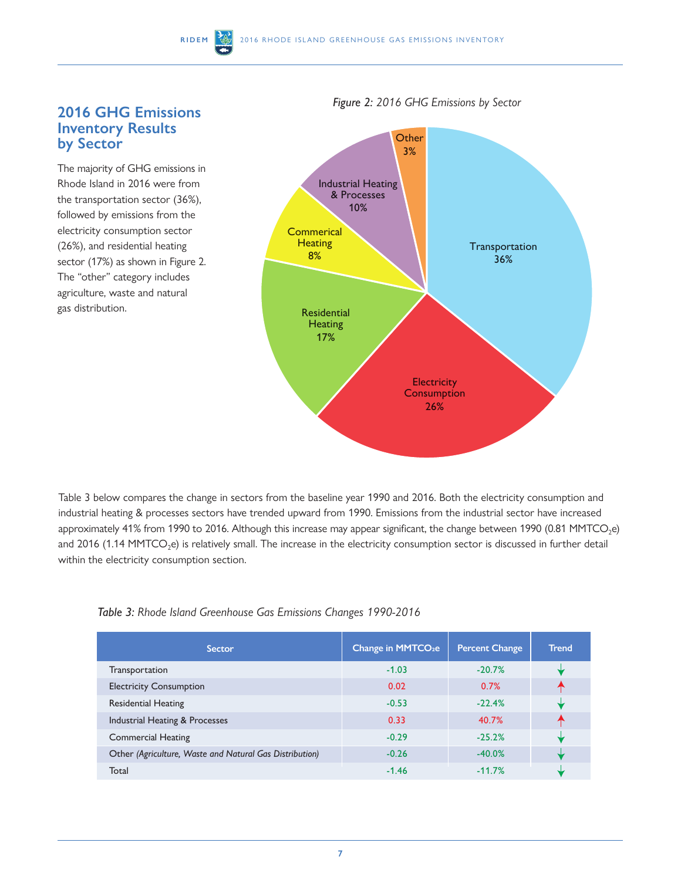## 2016 GHG Emissions Inventory Results by Sector

The majority of GHG emissions in Rhode Island in 2016 were from the transportation sector (36%), followed by emissions from the electricity consumption sector (26%), and residential heating sector (17%) as shown in Figure 2. The "other" category includes agriculture, waste and natural gas distribution.

*Figure 2: 2016 GHG Emissions by Sector*

Transportation 36%
Electricity Consumption 26%
Residential Heating 17%
Commerical Heating 8%
Industrial Heating & Processes 10%
Other 3%

Table 3 below compares the change in sectors from the baseline year 1990 and 2016. Both the electricity consumption and industrial heating & processes sectors have trended upward from 1990. Emissions from the industrial sector have increased approximately 41% from 1990 to 2016. Although this increase may appear significant, the change between 1990 (0.81 $MMTCO_2e$) and 2016 (1.14 $MMTCO_2e$) is relatively small. The increase in the electricity consumption sector is discussed in further detail within the electricity consumption section.

*Table 3: Rhode Island Greenhouse Gas Emissions Changes 1990-2016*

| Sector | Change in $MMTCO_2e$ | Percent Change | Trend |
|---|---|---|---|
| Transportation | -1.03 | -20.7% | ↓ |
| Electricity Consumption | 0.02 | 0.7% | ↑ |
| Residential Heating | -0.53 | -22.4% | ↓ |
| Industrial Heating & Processes | 0.33 | 40.7% | ↑ |
| Commercial Heating | -0.29 | -25.2% | ↓ |
| Other *(Agriculture, Waste and Natural Gas Distribution)* | -0.26 | -40.0% | ↓ |
| Total | -1.46 | -11.7% | ↓ |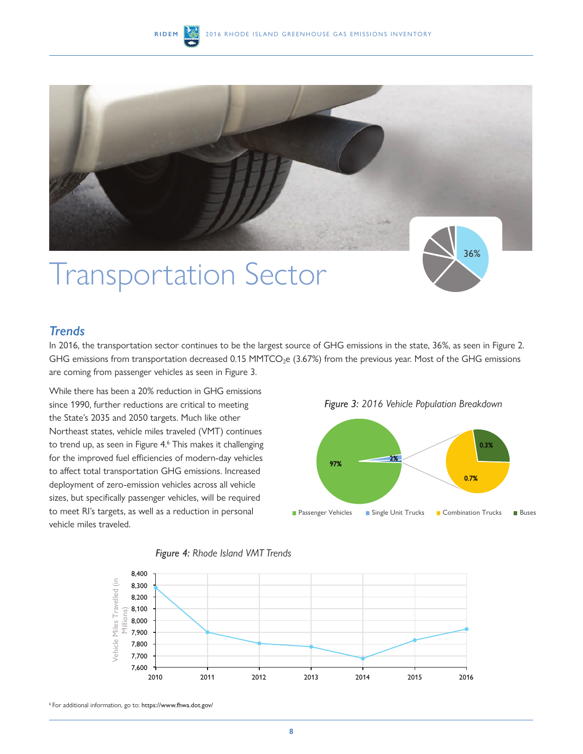# Transportation Sector

36%

## *Trends*

In 2016, the transportation sector continues to be the largest source of GHG emissions in the state, 36%, as seen in Figure 2. GHG emissions from transportation decreased 0.15 $MMTCO_2e$ (3.67%) from the previous year. Most of the GHG emissions are coming from passenger vehicles as seen in Figure 3.

While there has been a 20% reduction in GHG emissions since 1990, further reductions are critical to meeting the State's 2035 and 2050 targets. Much like other Northeast states, vehicle miles traveled (VMT) continues to trend up, as seen in Figure 4.[6] This makes it challenging for the improved fuel efficiencies of modern-day vehicles to affect total transportation GHG emissions. Increased deployment of zero-emission vehicles across all vehicle sizes, but specifically passenger vehicles, will be required to meet RI's targets, as well as a reduction in personal vehicle miles traveled.

*Figure 3: 2016 Vehicle Population Breakdown*

97%
2%
0.3%
0.7%

Passenger Vehicles
Single Unit Trucks
Combination Trucks
Buses

*Figure 4: Rhode Island VMT Trends*

Vehicle Miles Travelled (in Millions)

8,400
8,300
8,200
8,100
8,000
7,900
7,800
7,700
7,600

2010
2011
2012
2013
2014
2015
2016

[6] For additional information, go to: https://www.fhwa.dot.gov/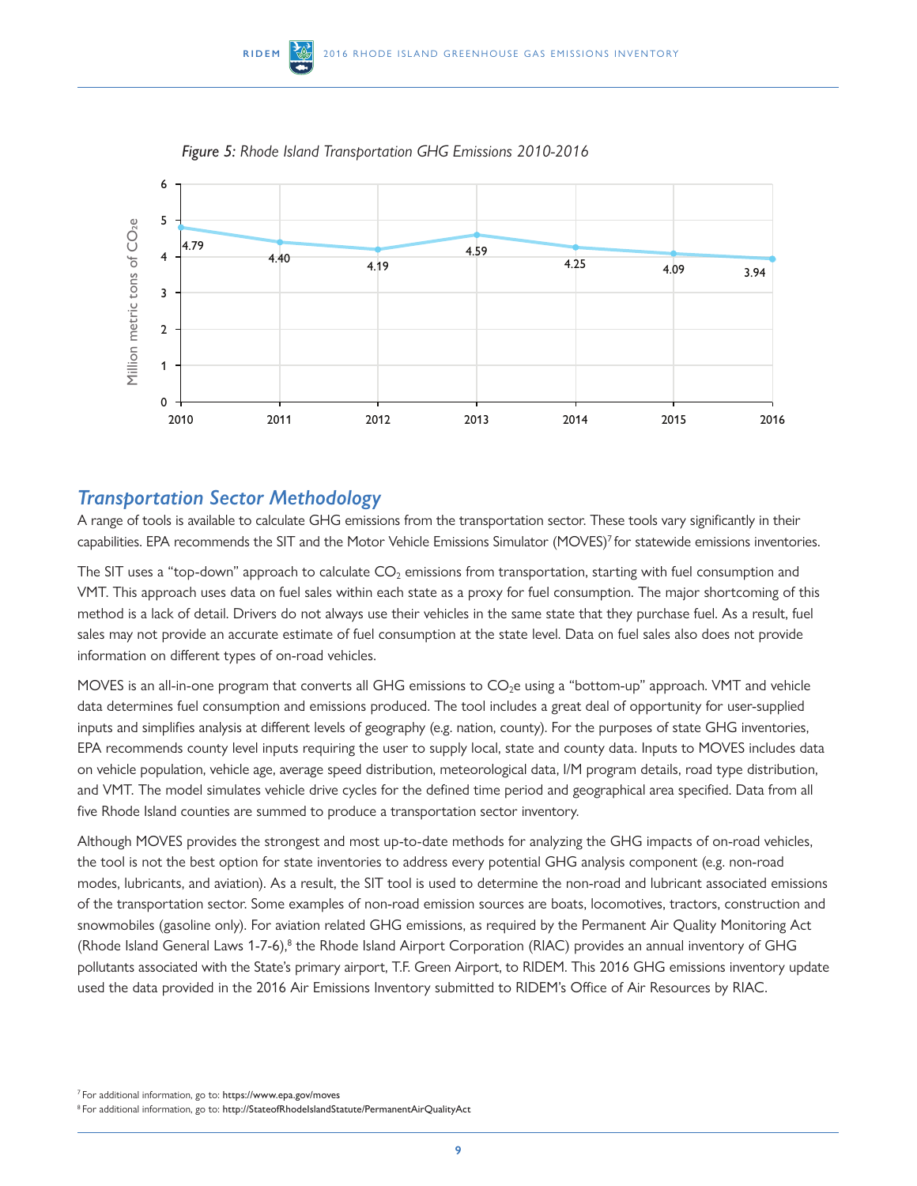*Figure 5: Rhode Island Transportation GHG Emissions 2010-2016*

Million metric tons of $CO_2e$

6
5
4
3
2
1
0

4.79
4.40
4.19
4.59
4.25
4.09
3.94

2010
2011
2012
2013
2014
2015
2016

## *Transportation Sector Methodology*

A range of tools is available to calculate GHG emissions from the transportation sector. These tools vary significantly in their capabilities. EPA recommends the SIT and the Motor Vehicle Emissions Simulator (MOVES)[7] for statewide emissions inventories.

The SIT uses a "top-down" approach to calculate $CO_2$ emissions from transportation, starting with fuel consumption and VMT. This approach uses data on fuel sales within each state as a proxy for fuel consumption. The major shortcoming of this method is a lack of detail. Drivers do not always use their vehicles in the same state that they purchase fuel. As a result, fuel sales may not provide an accurate estimate of fuel consumption at the state level. Data on fuel sales also does not provide information on different types of on-road vehicles.

MOVES is an all-in-one program that converts all GHG emissions to $CO_2e$ using a "bottom-up" approach. VMT and vehicle data determines fuel consumption and emissions produced. The tool includes a great deal of opportunity for user-supplied inputs and simplifies analysis at different levels of geography (e.g. nation, county). For the purposes of state GHG inventories, EPA recommends county level inputs requiring the user to supply local, state and county data. Inputs to MOVES includes data on vehicle population, vehicle age, average speed distribution, meteorological data, I/M program details, road type distribution, and VMT. The model simulates vehicle drive cycles for the defined time period and geographical area specified. Data from all five Rhode Island counties are summed to produce a transportation sector inventory.

Although MOVES provides the strongest and most up-to-date methods for analyzing the GHG impacts of on-road vehicles, the tool is not the best option for state inventories to address every potential GHG analysis component (e.g. non-road modes, lubricants, and aviation). As a result, the SIT tool is used to determine the non-road and lubricant associated emissions of the transportation sector. Some examples of non-road emission sources are boats, locomotives, tractors, construction and snowmobiles (gasoline only). For aviation related GHG emissions, as required by the Permanent Air Quality Monitoring Act (Rhode Island General Laws 1-7-6),[8] the Rhode Island Airport Corporation (RIAC) provides an annual inventory of GHG pollutants associated with the State's primary airport, T.F. Green Airport, to RIDEM. This 2016 GHG emissions inventory update used the data provided in the 2016 Air Emissions Inventory submitted to RIDEM's Office of Air Resources by RIAC.

[7] For additional information, go to: **https://www.epa.gov/moves**

[8] For additional information, go to: **http://StateofRhodeIslandStatute/PermanentAirQualityAct**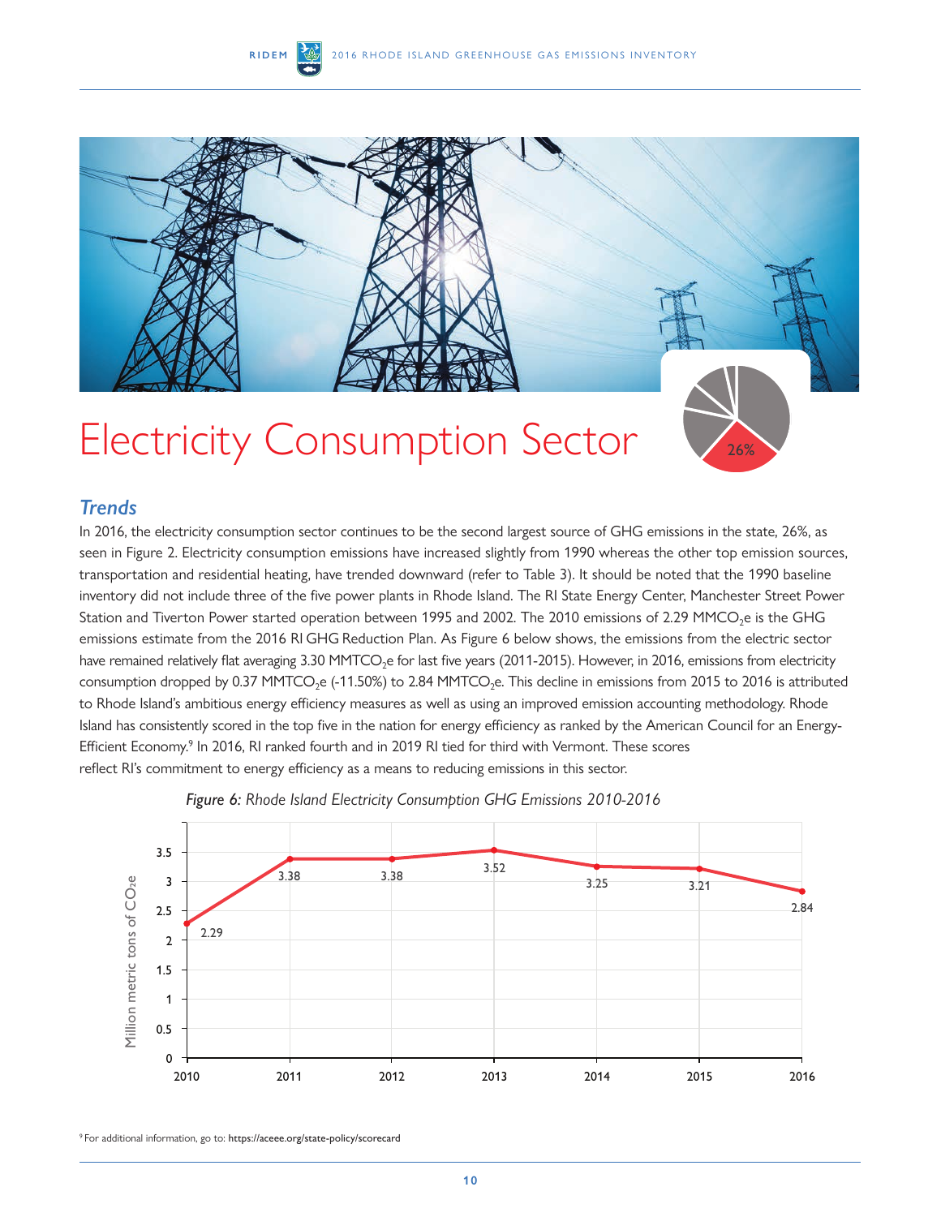# Electricity Consumption Sector

26%

## *Trends*

In 2016, the electricity consumption sector continues to be the second largest source of GHG emissions in the state, 26%, as seen in Figure 2. Electricity consumption emissions have increased slightly from 1990 whereas the other top emission sources, transportation and residential heating, have trended downward (refer to Table 3). It should be noted that the 1990 baseline inventory did not include three of the five power plants in Rhode Island. The RI State Energy Center, Manchester Street Power Station and Tiverton Power started operation between 1995 and 2002. The 2010 emissions of 2.29 $MMCO_2e$ is the GHG emissions estimate from the 2016 RI GHG Reduction Plan. As Figure 6 below shows, the emissions from the electric sector have remained relatively flat averaging 3.30 $MMTCO_2e$ for last five years (2011-2015). However, in 2016, emissions from electricity consumption dropped by 0.37 $MMTCO_2e$ (-11.50%) to 2.84 $MMTCO_2e$. This decline in emissions from 2015 to 2016 is attributed to Rhode Island's ambitious energy efficiency measures as well as using an improved emission accounting methodology. Rhode Island has consistently scored in the top five in the nation for energy efficiency as ranked by the American Council for an Energy-Efficient Economy.[9] In 2016, RI ranked fourth and in 2019 RI tied for third with Vermont. These scores reflect RI's commitment to energy efficiency as a means to reducing emissions in this sector.

*Figure 6: Rhode Island Electricity Consumption GHG Emissions 2010-2016*

Million metric tons of $CO_2e$

0
0.5
1
1.5
2
2.5
3
3.5

2010
2011
2012
2013
2014
2015
2016

2.29
3.38
3.38
3.52
3.25
3.21
2.84

[9] For additional information, go to: **https://aceee.org/state-policy/scorecard**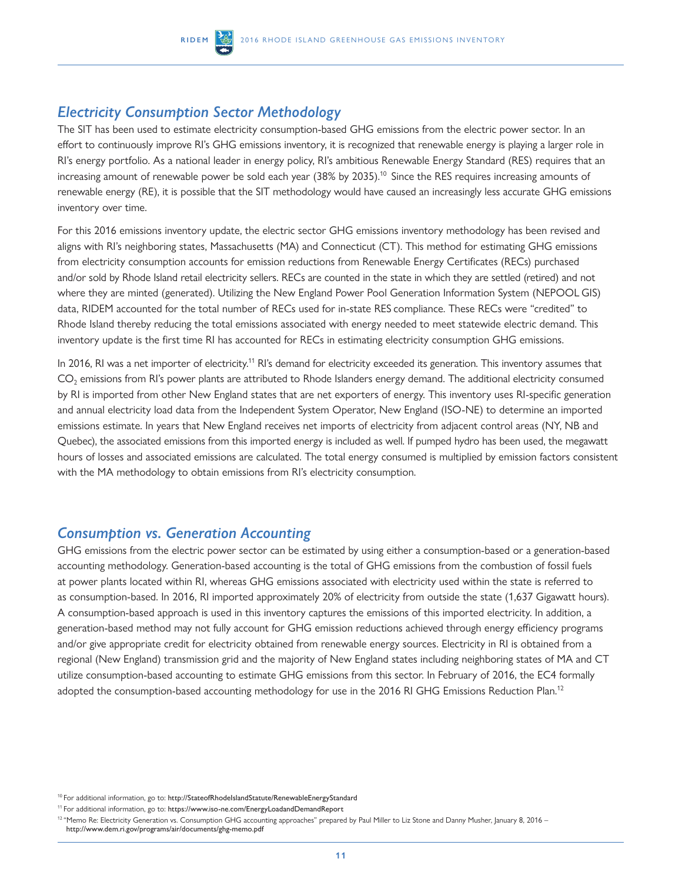## *Electricity Consumption Sector Methodology*

The SIT has been used to estimate electricity consumption-based GHG emissions from the electric power sector. In an effort to continuously improve RI's GHG emissions inventory, it is recognized that renewable energy is playing a larger role in RI's energy portfolio. As a national leader in energy policy, RI's ambitious Renewable Energy Standard (RES) requires that an increasing amount of renewable power be sold each year (38% by 2035).[10] Since the RES requires increasing amounts of renewable energy (RE), it is possible that the SIT methodology would have caused an increasingly less accurate GHG emissions inventory over time.

For this 2016 emissions inventory update, the electric sector GHG emissions inventory methodology has been revised and aligns with RI's neighboring states, Massachusetts (MA) and Connecticut (CT). This method for estimating GHG emissions from electricity consumption accounts for emission reductions from Renewable Energy Certificates (RECs) purchased and/or sold by Rhode Island retail electricity sellers. RECs are counted in the state in which they are settled (retired) and not where they are minted (generated). Utilizing the New England Power Pool Generation Information System (NEPOOL GIS) data, RIDEM accounted for the total number of RECs used for in-state RES compliance. These RECs were "credited" to Rhode Island thereby reducing the total emissions associated with energy needed to meet statewide electric demand. This inventory update is the first time RI has accounted for RECs in estimating electricity consumption GHG emissions.

In 2016, RI was a net importer of electricity.[11] RI's demand for electricity exceeded its generation. This inventory assumes that $CO_2$ emissions from RI's power plants are attributed to Rhode Islanders energy demand. The additional electricity consumed by RI is imported from other New England states that are net exporters of energy. This inventory uses RI-specific generation and annual electricity load data from the Independent System Operator, New England (ISO-NE) to determine an imported emissions estimate. In years that New England receives net imports of electricity from adjacent control areas (NY, NB and Quebec), the associated emissions from this imported energy is included as well. If pumped hydro has been used, the megawatt hours of losses and associated emissions are calculated. The total energy consumed is multiplied by emission factors consistent with the MA methodology to obtain emissions from RI's electricity consumption.

## *Consumption vs. Generation Accounting*

GHG emissions from the electric power sector can be estimated by using either a consumption-based or a generation-based accounting methodology. Generation-based accounting is the total of GHG emissions from the combustion of fossil fuels at power plants located within RI, whereas GHG emissions associated with electricity used within the state is referred to as consumption-based. In 2016, RI imported approximately 20% of electricity from outside the state (1,637 Gigawatt hours). A consumption-based approach is used in this inventory captures the emissions of this imported electricity. In addition, a generation-based method may not fully account for GHG emission reductions achieved through energy efficiency programs and/or give appropriate credit for electricity obtained from renewable energy sources. Electricity in RI is obtained from a regional (New England) transmission grid and the majority of New England states including neighboring states of MA and CT utilize consumption-based accounting to estimate GHG emissions from this sector. In February of 2016, the EC4 formally adopted the consumption-based accounting methodology for use in the 2016 RI GHG Emissions Reduction Plan.[12]

[10] For additional information, go to: http://StateofRhodeIslandStatute/RenewableEnergyStandard

[11] For additional information, go to: https://www.iso-ne.com/EnergyLoadandDemandReport

[12] "Memo Re: Electricity Generation vs. Consumption GHG accounting approaches" prepared by Paul Miller to Liz Stone and Danny Musher, January 8, 2016 – http://www.dem.ri.gov/programs/air/documents/ghg-memo.pdf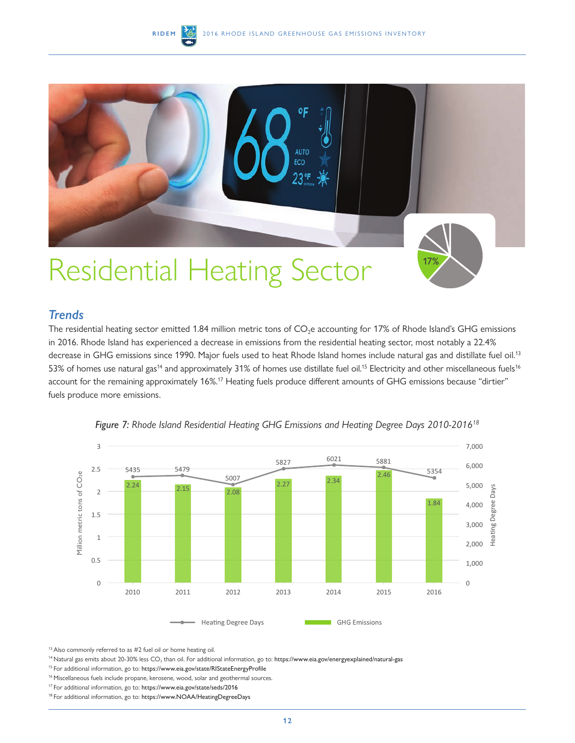# Residential Heating Sector

17%

## *Trends*

The residential heating sector emitted 1.84 million metric tons of $CO_2$e accounting for 17% of Rhode Island's GHG emissions in 2016. Rhode Island has experienced a decrease in emissions from the residential heating sector, most notably a 22.4% decrease in GHG emissions since 1990. Major fuels used to heat Rhode Island homes include natural gas and distillate fuel oil.[13] 53% of homes use natural gas[14] and approximately 31% of homes use distillate fuel oil.[15] Electricity and other miscellaneous fuels[16] account for the remaining approximately 16%.[17] Heating fuels produce different amounts of GHG emissions because "dirtier" fuels produce more emissions.

*Figure 7: Rhode Island Residential Heating GHG Emissions and Heating Degree Days 2010-2016*[18]

Million metric tons of $CO_2$e
3
2.5
2
1.5
1
0.5
0

Heating Degree Days
7,000
6,000
5,000
4,000
3,000
2,000
1,000
0

2010: 5435, 2.24
2011: 5479, 2.15
2012: 5007, 2.08
2013: 5827, 2.27
2014: 6021, 2.34
2015: 5881, 2.46
2016: 5354, 1.84

Heating Degree Days
GHG Emissions

[13] Also commonly referred to as #2 fuel oil or home heating oil.

[14] Natural gas emits about 20-30% less $CO_2$ than oil. For additional information, go to: https://www.eia.gov/energyexplained/natural-gas

[15] For additional information, go to: https://www.eia.gov/state/RIStateEnergyProfile

[16] Miscellaneous fuels include propane, kerosene, wood, solar and geothermal sources.

[17] For additional information, go to: https://www.eia.gov/state/seds/2016

[18] For additional information, go to: https://www.NOAA/HeatingDegreeDays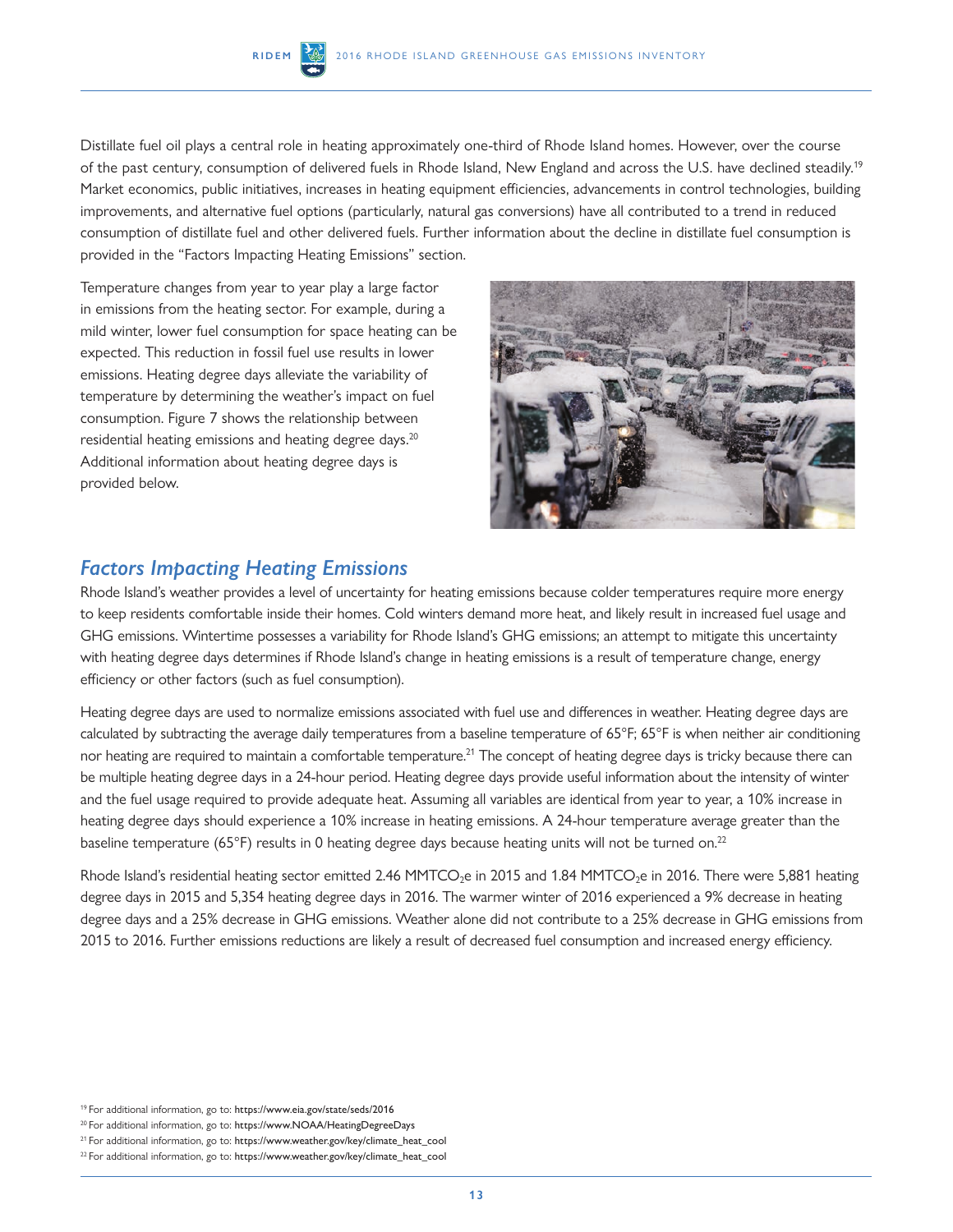Distillate fuel oil plays a central role in heating approximately one-third of Rhode Island homes. However, over the course of the past century, consumption of delivered fuels in Rhode Island, New England and across the U.S. have declined steadily.[19] Market economics, public initiatives, increases in heating equipment efficiencies, advancements in control technologies, building improvements, and alternative fuel options (particularly, natural gas conversions) have all contributed to a trend in reduced consumption of distillate fuel and other delivered fuels. Further information about the decline in distillate fuel consumption is provided in the "Factors Impacting Heating Emissions" section.

Temperature changes from year to year play a large factor in emissions from the heating sector. For example, during a mild winter, lower fuel consumption for space heating can be expected. This reduction in fossil fuel use results in lower emissions. Heating degree days alleviate the variability of temperature by determining the weather's impact on fuel consumption. Figure 7 shows the relationship between residential heating emissions and heating degree days.[20] Additional information about heating degree days is provided below.

## *Factors Impacting Heating Emissions*

Rhode Island's weather provides a level of uncertainty for heating emissions because colder temperatures require more energy to keep residents comfortable inside their homes. Cold winters demand more heat, and likely result in increased fuel usage and GHG emissions. Wintertime possesses a variability for Rhode Island's GHG emissions; an attempt to mitigate this uncertainty with heating degree days determines if Rhode Island's change in heating emissions is a result of temperature change, energy efficiency or other factors (such as fuel consumption).

Heating degree days are used to normalize emissions associated with fuel use and differences in weather. Heating degree days are calculated by subtracting the average daily temperatures from a baseline temperature of 65°F; 65°F is when neither air conditioning nor heating are required to maintain a comfortable temperature.[21] The concept of heating degree days is tricky because there can be multiple heating degree days in a 24-hour period. Heating degree days provide useful information about the intensity of winter and the fuel usage required to provide adequate heat. Assuming all variables are identical from year to year, a 10% increase in heating degree days should experience a 10% increase in heating emissions. A 24-hour temperature average greater than the baseline temperature (65°F) results in 0 heating degree days because heating units will not be turned on.[22]

Rhode Island's residential heating sector emitted 2.46 $MMTCO_2e$ in 2015 and 1.84 $MMTCO_2e$ in 2016. There were 5,881 heating degree days in 2015 and 5,354 heating degree days in 2016. The warmer winter of 2016 experienced a 9% decrease in heating degree days and a 25% decrease in GHG emissions. Weather alone did not contribute to a 25% decrease in GHG emissions from 2015 to 2016. Further emissions reductions are likely a result of decreased fuel consumption and increased energy efficiency.

[19] For additional information, go to: https://www.eia.gov/state/seds/2016

[20] For additional information, go to: https://www.NOAA/HeatingDegreeDays

[21] For additional information, go to: https://www.weather.gov/key/climate_heat_cool

[22] For additional information, go to: https://www.weather.gov/key/climate_heat_cool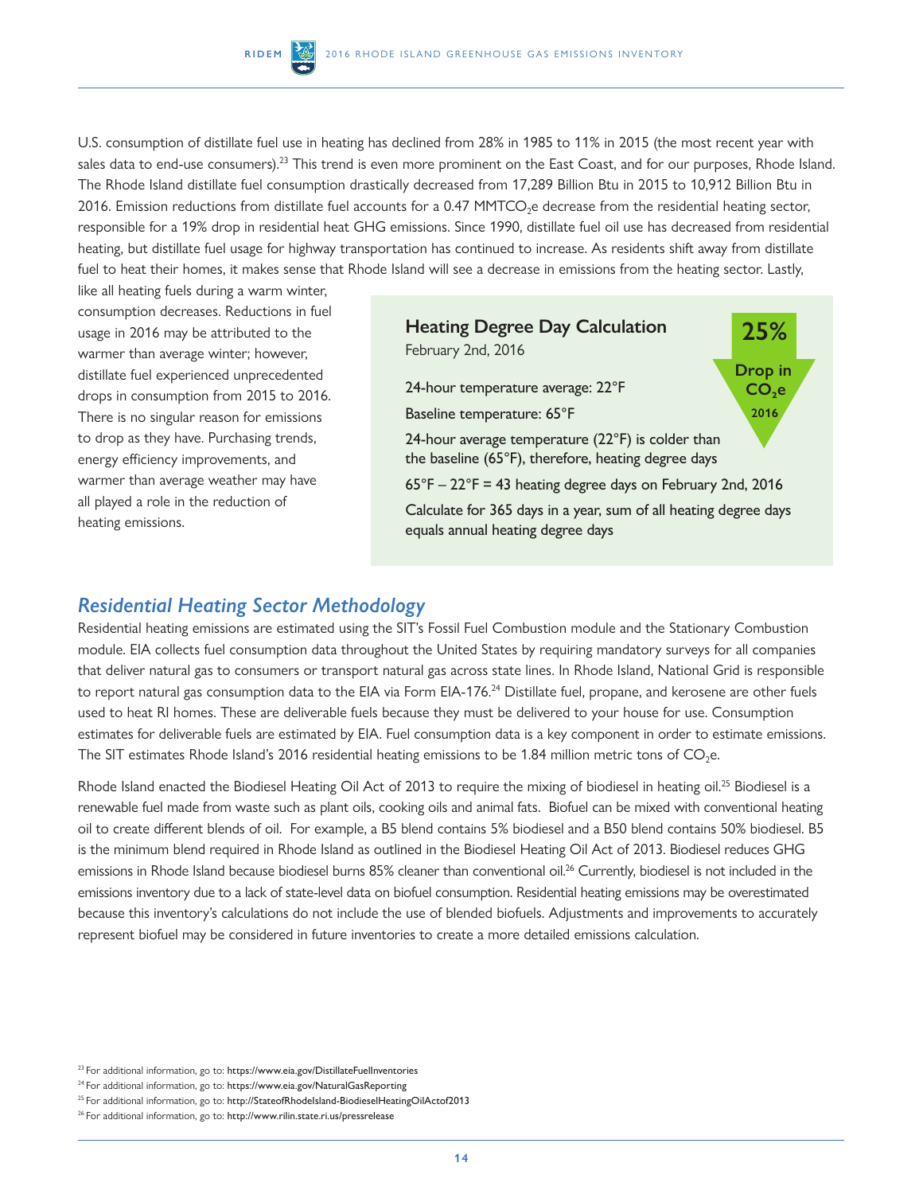U.S. consumption of distillate fuel use in heating has declined from 28% in 1985 to 11% in 2015 (the most recent year with sales data to end-use consumers).[23] This trend is even more prominent on the East Coast, and for our purposes, Rhode Island. The Rhode Island distillate fuel consumption drastically decreased from 17,289 Billion Btu in 2015 to 10,912 Billion Btu in 2016. Emission reductions from distillate fuel accounts for a 0.47 $MMTCO_2e$ decrease from the residential heating sector, responsible for a 19% drop in residential heat GHG emissions. Since 1990, distillate fuel oil use has decreased from residential heating, but distillate fuel usage for highway transportation has continued to increase. As residents shift away from distillate fuel to heat their homes, it makes sense that Rhode Island will see a decrease in emissions from the heating sector. Lastly, like all heating fuels during a warm winter, consumption decreases. Reductions in fuel usage in 2016 may be attributed to the warmer than average winter; however, distillate fuel experienced unprecedented drops in consumption from 2015 to 2016. There is no singular reason for emissions to drop as they have. Purchasing trends, energy efficiency improvements, and warmer than average weather may have all played a role in the reduction of heating emissions.

**Heating Degree Day Calculation**
February 2nd, 2016

24-hour temperature average: 22°F

Baseline temperature: 65°F

24-hour average temperature (22°F) is colder than the baseline (65°F), therefore, heating degree days

65°F – 22°F = 43 heating degree days on February 2nd, 2016

Calculate for 365 days in a year, sum of all heating degree days equals annual heating degree days

**25%** Drop in $CO_2e$ 2016

## *Residential Heating Sector Methodology*

Residential heating emissions are estimated using the SIT's Fossil Fuel Combustion module and the Stationary Combustion module. EIA collects fuel consumption data throughout the United States by requiring mandatory surveys for all companies that deliver natural gas to consumers or transport natural gas across state lines. In Rhode Island, National Grid is responsible to report natural gas consumption data to the EIA via Form EIA-176.[24] Distillate fuel, propane, and kerosene are other fuels used to heat RI homes. These are deliverable fuels because they must be delivered to your house for use. Consumption estimates for deliverable fuels are estimated by EIA. Fuel consumption data is a key component in order to estimate emissions. The SIT estimates Rhode Island's 2016 residential heating emissions to be 1.84 million metric tons of $CO_2e$.

Rhode Island enacted the Biodiesel Heating Oil Act of 2013 to require the mixing of biodiesel in heating oil.[25] Biodiesel is a renewable fuel made from waste such as plant oils, cooking oils and animal fats. Biofuel can be mixed with conventional heating oil to create different blends of oil. For example, a B5 blend contains 5% biodiesel and a B50 blend contains 50% biodiesel. B5 is the minimum blend required in Rhode Island as outlined in the Biodiesel Heating Oil Act of 2013. Biodiesel reduces GHG emissions in Rhode Island because biodiesel burns 85% cleaner than conventional oil.[26] Currently, biodiesel is not included in the emissions inventory due to a lack of state-level data on biofuel consumption. Residential heating emissions may be overestimated because this inventory's calculations do not include the use of blended biofuels. Adjustments and improvements to accurately represent biofuel may be considered in future inventories to create a more detailed emissions calculation.

[23] For additional information, go to: https://www.eia.gov/DistillateFuelInventories

[24] For additional information, go to: https://www.eia.gov/NaturalGasReporting

[25] For additional information, go to: http://StateofRhodeIsland-BiodieselHeatingOilActof2013

[26] For additional information, go to: http://www.rilin.state.ri.us/pressrelease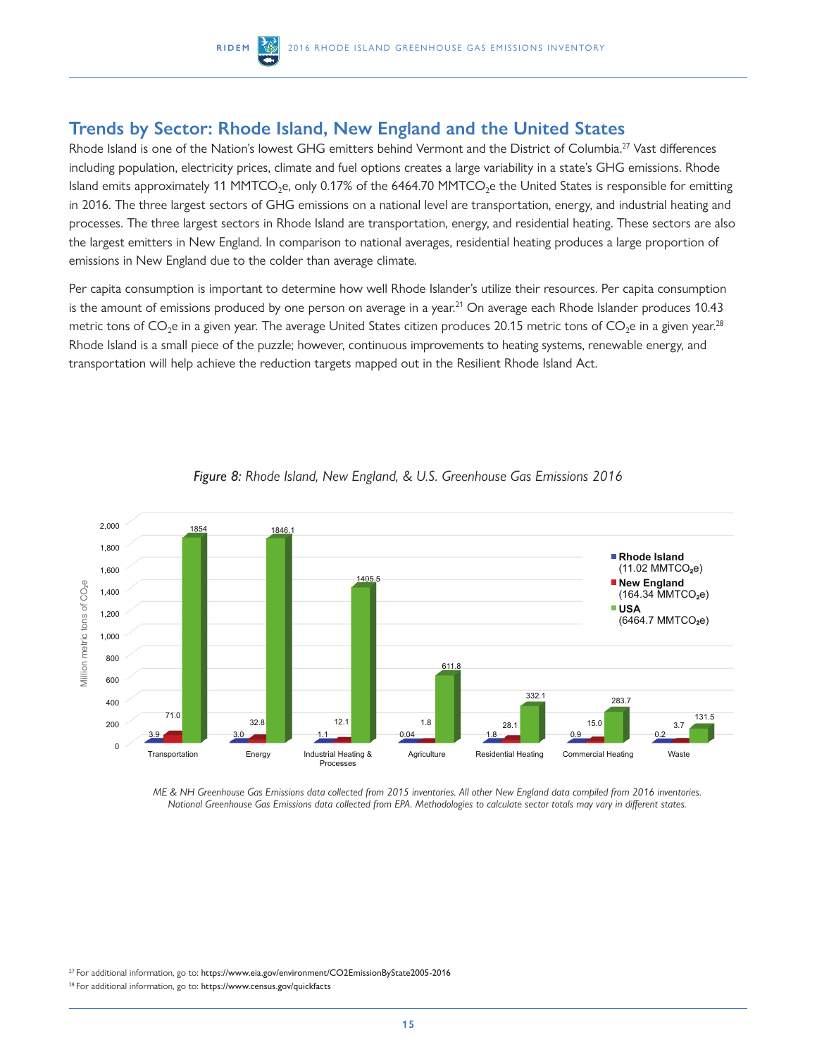## Trends by Sector: Rhode Island, New England and the United States

Rhode Island is one of the Nation's lowest GHG emitters behind Vermont and the District of Columbia.[27] Vast differences including population, electricity prices, climate and fuel options creates a large variability in a state's GHG emissions. Rhode Island emits approximately 11 $MMTCO_2e$, only 0.17% of the 6464.70 $MMTCO_2e$ the United States is responsible for emitting in 2016. The three largest sectors of GHG emissions on a national level are transportation, energy, and industrial heating and processes. The three largest sectors in Rhode Island are transportation, energy, and residential heating. These sectors are also the largest emitters in New England. In comparison to national averages, residential heating produces a large proportion of emissions in New England due to the colder than average climate.

Per capita consumption is important to determine how well Rhode Islander's utilize their resources. Per capita consumption is the amount of emissions produced by one person on average in a year.[21] On average each Rhode Islander produces 10.43 metric tons of $CO_2e$ in a given year. The average United States citizen produces 20.15 metric tons of $CO_2e$ in a given year.[28] Rhode Island is a small piece of the puzzle; however, continuous improvements to heating systems, renewable energy, and transportation will help achieve the reduction targets mapped out in the Resilient Rhode Island Act.

*Figure 8: Rhode Island, New England, & U.S. Greenhouse Gas Emissions 2016*

Million metric tons of $CO_2e$

2,000
1,800
1,600
1,400
1,200
1,000
800
600
400
200
0

Transportation: 3.9, 71.0, 1854
Energy: 3.0, 32.8, 1846.1
Industrial Heating & Processes: 1.1, 12.1, 1405.5
Agriculture: 0.04, 1.8, 611.8
Residential Heating: 1.8, 28.1, 332.1
Commercial Heating: 0.9, 15.0, 283.7
Waste: 0.2, 3.7, 131.5

**Rhode Island** (11.02 $MMTCO_2e$)
**New England** (164.34 $MMTCO_2e$)
**USA** (6464.7 $MMTCO_2e$)

*ME & NH Greenhouse Gas Emissions data collected from 2015 inventories. All other New England data compiled from 2016 inventories. National Greenhouse Gas Emissions data collected from EPA. Methodologies to calculate sector totals may vary in different states.*

[27] For additional information, go to: https://www.eia.gov/environment/CO2EmissionByState2005-2016

[28] For additional information, go to: https://www.census.gov/quickfacts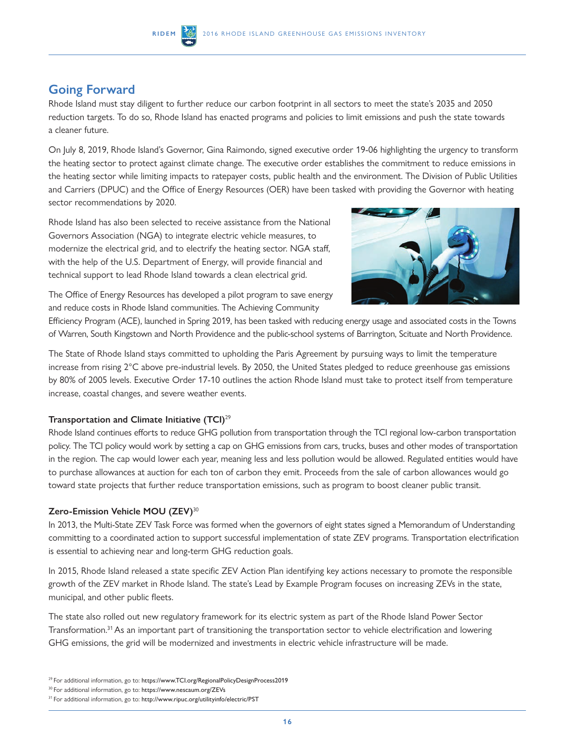## Going Forward

Rhode Island must stay diligent to further reduce our carbon footprint in all sectors to meet the state's 2035 and 2050 reduction targets. To do so, Rhode Island has enacted programs and policies to limit emissions and push the state towards a cleaner future.

On July 8, 2019, Rhode Island's Governor, Gina Raimondo, signed executive order 19-06 highlighting the urgency to transform the heating sector to protect against climate change. The executive order establishes the commitment to reduce emissions in the heating sector while limiting impacts to ratepayer costs, public health and the environment. The Division of Public Utilities and Carriers (DPUC) and the Office of Energy Resources (OER) have been tasked with providing the Governor with heating sector recommendations by 2020.

Rhode Island has also been selected to receive assistance from the National Governors Association (NGA) to integrate electric vehicle measures, to modernize the electrical grid, and to electrify the heating sector. NGA staff, with the help of the U.S. Department of Energy, will provide financial and technical support to lead Rhode Island towards a clean electrical grid.

The Office of Energy Resources has developed a pilot program to save energy and reduce costs in Rhode Island communities. The Achieving Community Efficiency Program (ACE), launched in Spring 2019, has been tasked with reducing energy usage and associated costs in the Towns of Warren, South Kingstown and North Providence and the public-school systems of Barrington, Scituate and North Providence.

The State of Rhode Island stays committed to upholding the Paris Agreement by pursuing ways to limit the temperature increase from rising 2°C above pre-industrial levels. By 2050, the United States pledged to reduce greenhouse gas emissions by 80% of 2005 levels. Executive Order 17-10 outlines the action Rhode Island must take to protect itself from temperature increase, coastal changes, and severe weather events.

### Transportation and Climate Initiative (TCI)[29]

Rhode Island continues efforts to reduce GHG pollution from transportation through the TCI regional low-carbon transportation policy. The TCI policy would work by setting a cap on GHG emissions from cars, trucks, buses and other modes of transportation in the region. The cap would lower each year, meaning less and less pollution would be allowed. Regulated entities would have to purchase allowances at auction for each ton of carbon they emit. Proceeds from the sale of carbon allowances would go toward state projects that further reduce transportation emissions, such as program to boost cleaner public transit.

### Zero-Emission Vehicle MOU (ZEV)[30]

In 2013, the Multi-State ZEV Task Force was formed when the governors of eight states signed a Memorandum of Understanding committing to a coordinated action to support successful implementation of state ZEV programs. Transportation electrification is essential to achieving near and long-term GHG reduction goals.

In 2015, Rhode Island released a state specific ZEV Action Plan identifying key actions necessary to promote the responsible growth of the ZEV market in Rhode Island. The state's Lead by Example Program focuses on increasing ZEVs in the state, municipal, and other public fleets.

The state also rolled out new regulatory framework for its electric system as part of the Rhode Island Power Sector Transformation.[31] As an important part of transitioning the transportation sector to vehicle electrification and lowering GHG emissions, the grid will be modernized and investments in electric vehicle infrastructure will be made.

[29] For additional information, go to: https://www.TCI.org/RegionalPolicyDesignProcess2019

[30] For additional information, go to: https://www.nescaum.org/ZEVs

[31] For additional information, go to: http://www.ripuc.org/utilityinfo/electric/PST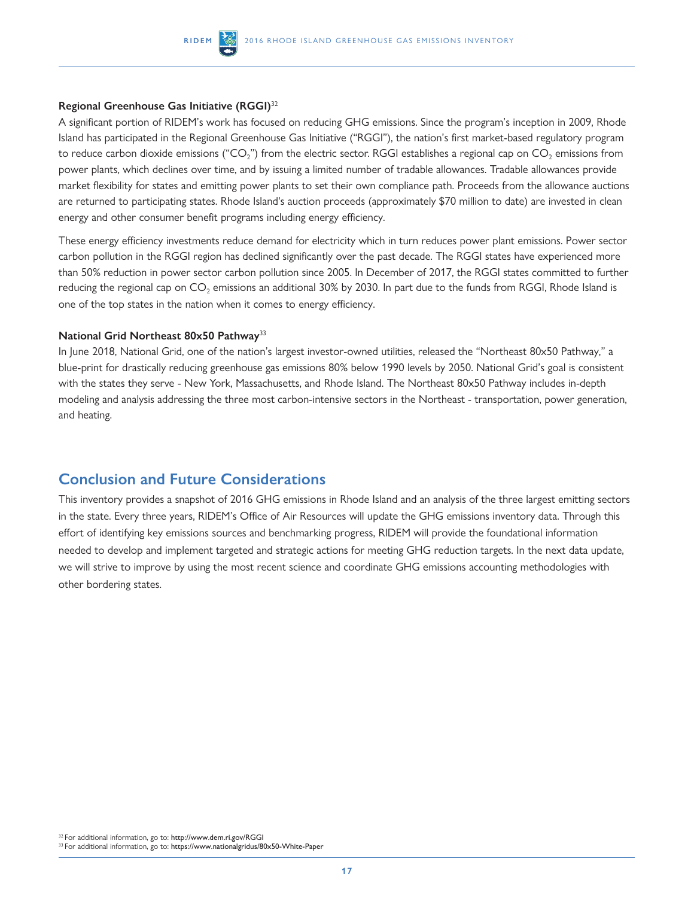**Regional Greenhouse Gas Initiative (RGGI)**[32]

A significant portion of RIDEM's work has focused on reducing GHG emissions. Since the program's inception in 2009, Rhode Island has participated in the Regional Greenhouse Gas Initiative ("RGGI"), the nation's first market-based regulatory program to reduce carbon dioxide emissions ("$CO_2$") from the electric sector. RGGI establishes a regional cap on $CO_2$ emissions from power plants, which declines over time, and by issuing a limited number of tradable allowances. Tradable allowances provide market flexibility for states and emitting power plants to set their own compliance path. Proceeds from the allowance auctions are returned to participating states. Rhode Island's auction proceeds (approximately $70 million to date) are invested in clean energy and other consumer benefit programs including energy efficiency.

These energy efficiency investments reduce demand for electricity which in turn reduces power plant emissions. Power sector carbon pollution in the RGGI region has declined significantly over the past decade. The RGGI states have experienced more than 50% reduction in power sector carbon pollution since 2005. In December of 2017, the RGGI states committed to further reducing the regional cap on $CO_2$ emissions an additional 30% by 2030. In part due to the funds from RGGI, Rhode Island is one of the top states in the nation when it comes to energy efficiency.

**National Grid Northeast 80x50 Pathway**[33]

In June 2018, National Grid, one of the nation's largest investor-owned utilities, released the "Northeast 80x50 Pathway," a blue-print for drastically reducing greenhouse gas emissions 80% below 1990 levels by 2050. National Grid's goal is consistent with the states they serve - New York, Massachusetts, and Rhode Island. The Northeast 80x50 Pathway includes in-depth modeling and analysis addressing the three most carbon-intensive sectors in the Northeast - transportation, power generation, and heating.

## Conclusion and Future Considerations

This inventory provides a snapshot of 2016 GHG emissions in Rhode Island and an analysis of the three largest emitting sectors in the state. Every three years, RIDEM's Office of Air Resources will update the GHG emissions inventory data. Through this effort of identifying key emissions sources and benchmarking progress, RIDEM will provide the foundational information needed to develop and implement targeted and strategic actions for meeting GHG reduction targets. In the next data update, we will strive to improve by using the most recent science and coordinate GHG emissions accounting methodologies with other bordering states.

[32] For additional information, go to: http://www.dem.ri.gov/RGGI

[33] For additional information, go to: https://www.nationalgridus/80x50-White-Paper